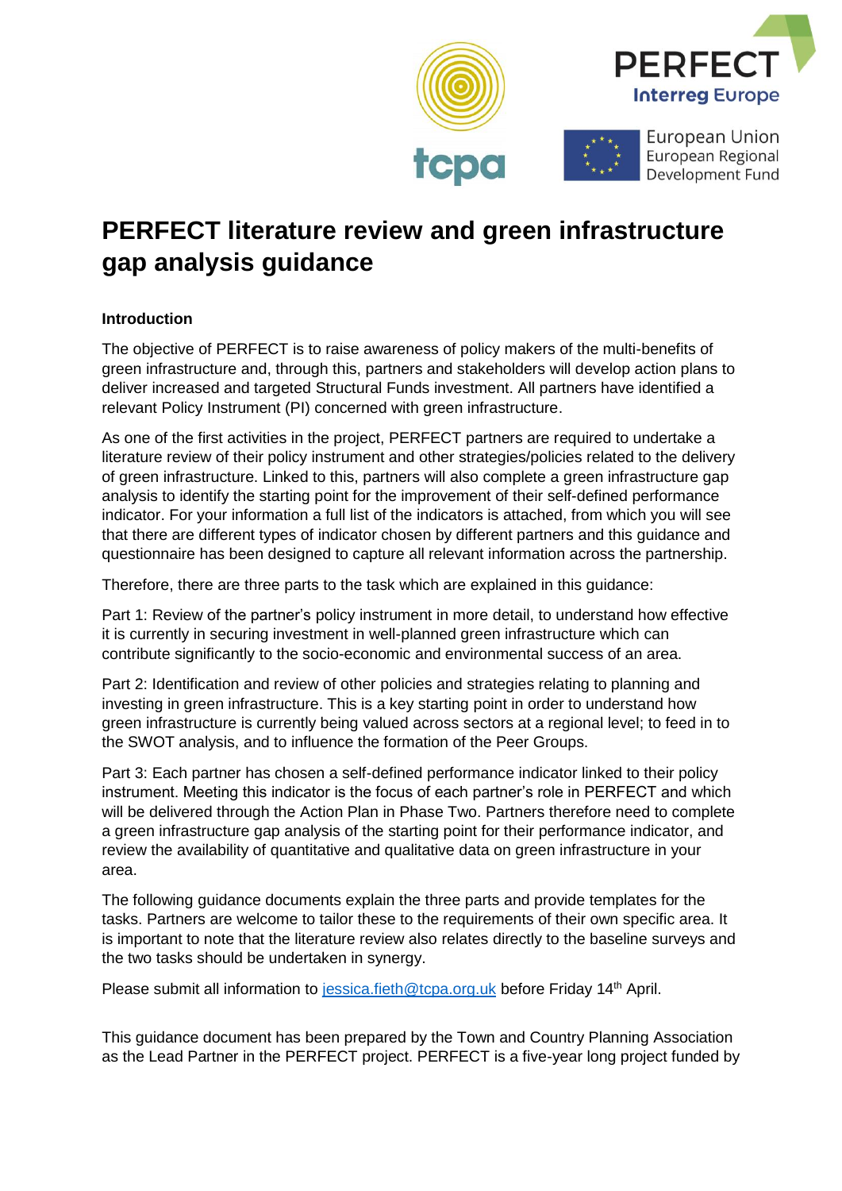# PERFECT literature review and green infrastructure gap analysis guidance

**Introduction**

The objective of PERFECT is to raise awareness of policy makers of the multi-benefits of green infrastructure and, through this, partners and stakeholders will develop action plans to deliver increased and targeted Structural Funds investment. All partners have identified a relevant Policy Instrument (PI) concerned with green infrastructure.

As one of the first activities in the project, PERFECT partners are required to undertake a literature review of their policy instrument and other strategies/policies related to the delivery of green infrastructure. Linked to this, partners will also complete a green infrastructure gap analysis to identify the starting point for the improvement of their self-defined performance indicator. For your information a full list of the indicators is attached, from which you will see that there are different types of indicator chosen by different partners and this guidance and questionnaire has been designed to capture all relevant information across the partnership.

Therefore, there are three parts to the task which are explained in this guidance:

Part 1: Review of the partner's policy instrument in more detail, to understand how effective it is currently in securing investment in well-planned green infrastructure which can contribute significantly to the socio-economic and environmental success of an area.

Part 2: Identification and review of other policies and strategies relating to planning and investing in green infrastructure. This is a key starting point in order to understand how green infrastructure is currently being valued across sectors at a regional level; to feed in to the SWOT analysis, and to influence the formation of the Peer Groups.

Part 3: Each partner has chosen a self-defined performance indicator linked to their policy instrument. Meeting this indicator is the focus of each partner's role in PERFECT and which will be delivered through the Action Plan in Phase Two. Partners therefore need to complete a green infrastructure gap analysis of the starting point for their performance indicator, and review the availability of quantitative and qualitative data on green infrastructure in your area.

The following guidance documents explain the three parts and provide templates for the tasks. Partners are welcome to tailor these to the requirements of their own specific area. It is important to note that the literature review also relates directly to the baseline surveys and the two tasks should be undertaken in synergy.

Please submit all information to jessica.fieth@tcpa.org.uk before Friday 14th April.

This guidance document has been prepared by the Town and Country Planning Association as the Lead Partner in the PERFECT project. PERFECT is a five-year long project funded by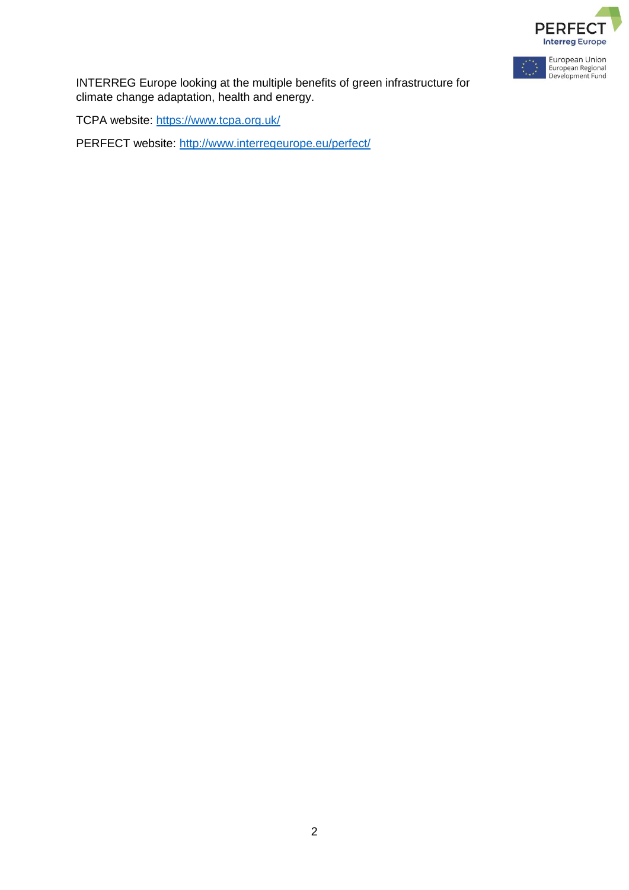INTERREG Europe looking at the multiple benefits of green infrastructure for climate change adaptation, health and energy.

TCPA website: https://www.tcpa.org.uk/

PERFECT website: http://www.interregeurope.eu/perfect/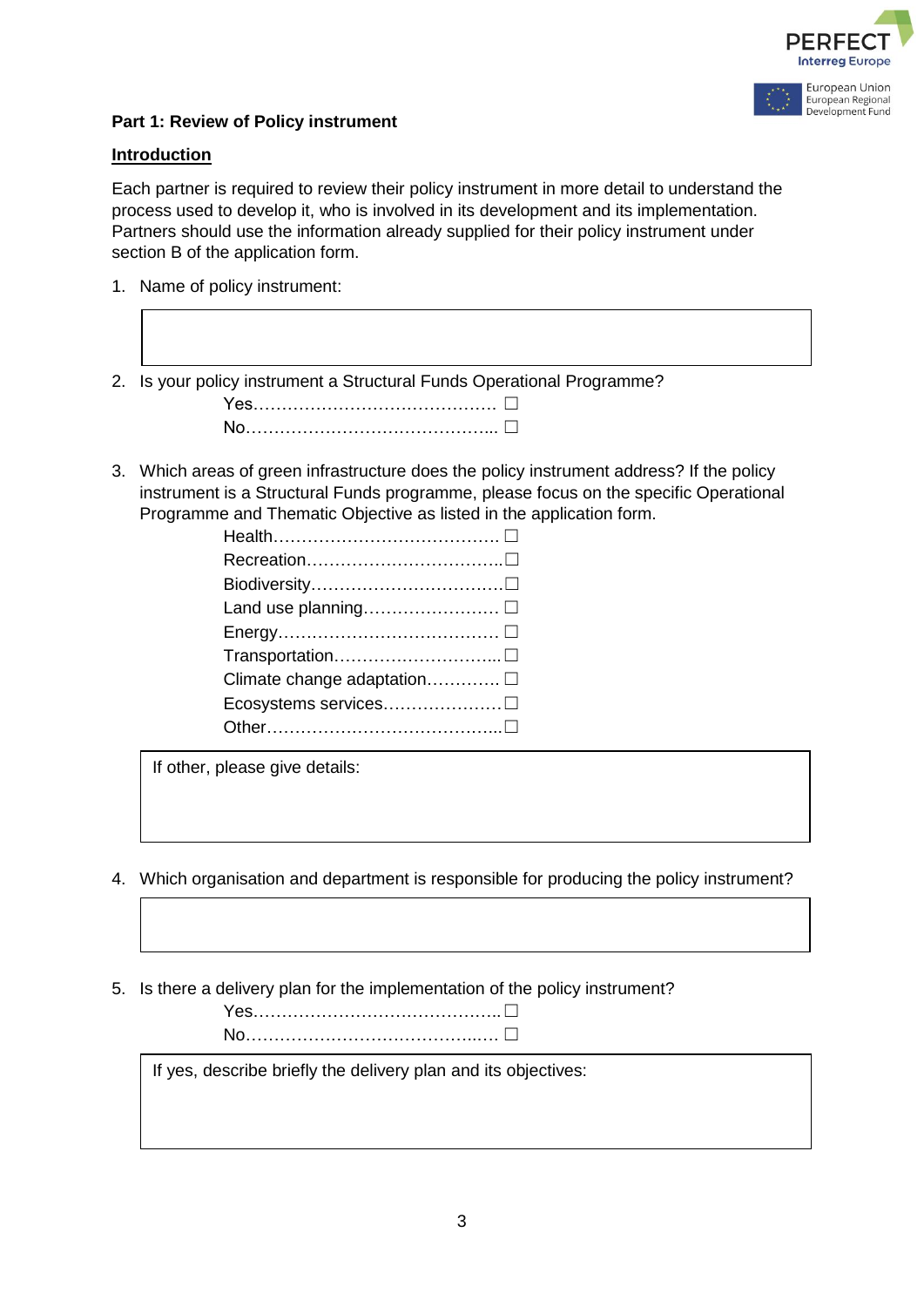**Part 1: Review of Policy instrument**

**Introduction**

Each partner is required to review their policy instrument in more detail to understand the process used to develop it, who is involved in its development and its implementation. Partners should use the information already supplied for their policy instrument under section B of the application form.

1. Name of policy instrument:

| |
|---|
| |

2. Is your policy instrument a Structural Funds Operational Programme?

   Yes……………………….……………. ☐
   
   No……………………………………... ☐

3. Which areas of green infrastructure does the policy instrument address? If the policy instrument is a Structural Funds programme, please focus on the specific Operational Programme and Thematic Objective as listed in the application form.

   Health…………………………………. ☐
   
   Recreation……………………………..☐
   
   Biodiversity……………………………☐
   
   Land use planning…………………… ☐
   
   Energy………………………………… ☐
   
   Transportation………………………...☐
   
   Climate change adaptation…………. ☐
   
   Ecosystems services…………………☐
   
   Other…………………………………...☐

| If other, please give details: |
|---|
| |

4. Which organisation and department is responsible for producing the policy instrument?

| |
|---|
| |

5. Is there a delivery plan for the implementation of the policy instrument?

   Yes……………………….……………..☐
   
   No…………………………………..…. ☐

| If yes, describe briefly the delivery plan and its objectives: |
|---|
| |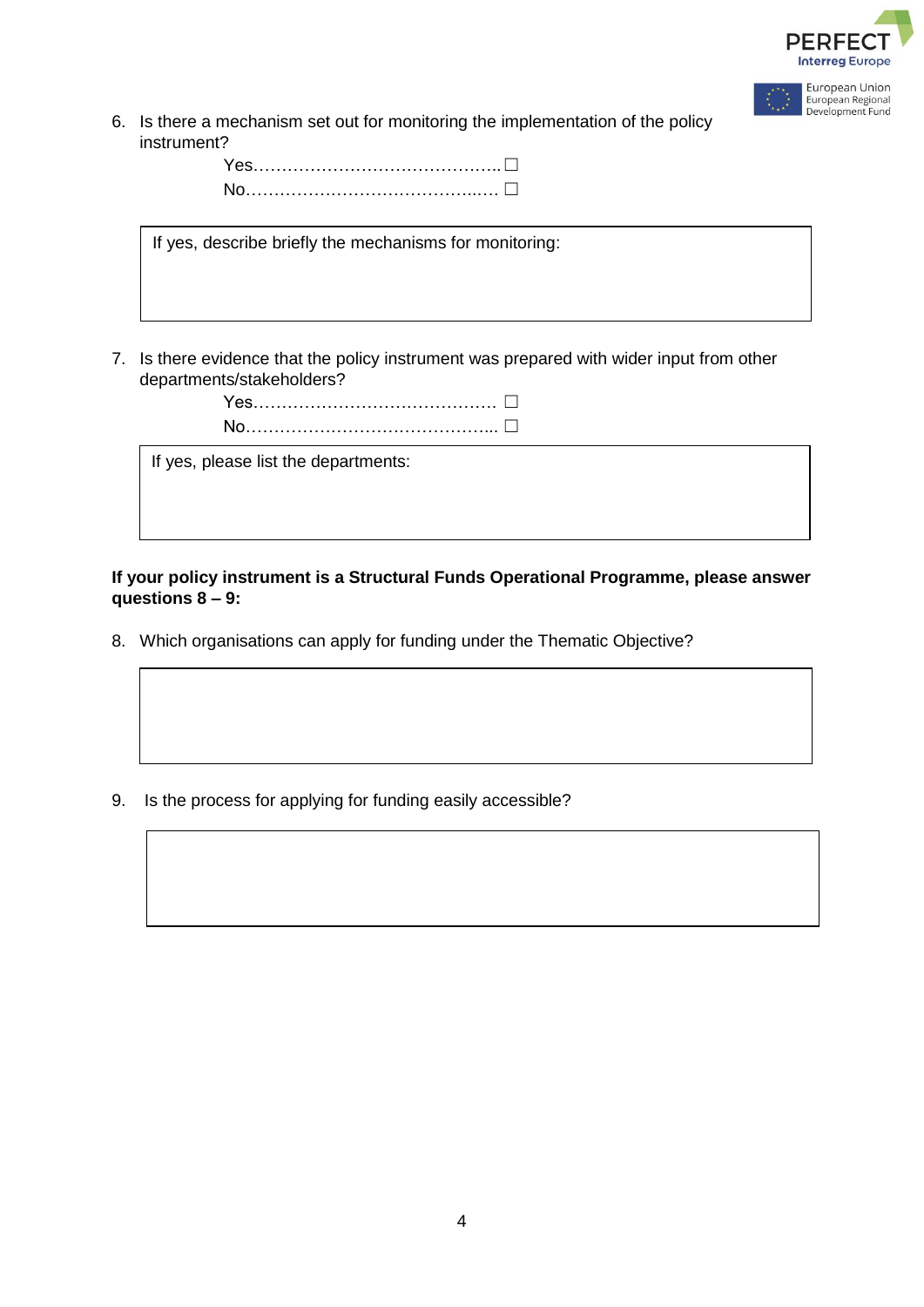6. Is there a mechanism set out for monitoring the implementation of the policy instrument?

   Yes…………………………………….. ☐
   No……………………………………..…. ☐

| If yes, describe briefly the mechanisms for monitoring: |
|---|
| |

7. Is there evidence that the policy instrument was prepared with wider input from other departments/stakeholders?

   Yes……………………………………. ☐
   No……………………………………... ☐

| If yes, please list the departments: |
|---|
| |

**If your policy instrument is a Structural Funds Operational Programme, please answer questions 8 – 9:**

8. Which organisations can apply for funding under the Thematic Objective?

| |
|---|
| |

9. Is the process for applying for funding easily accessible?

| |
|---|
| |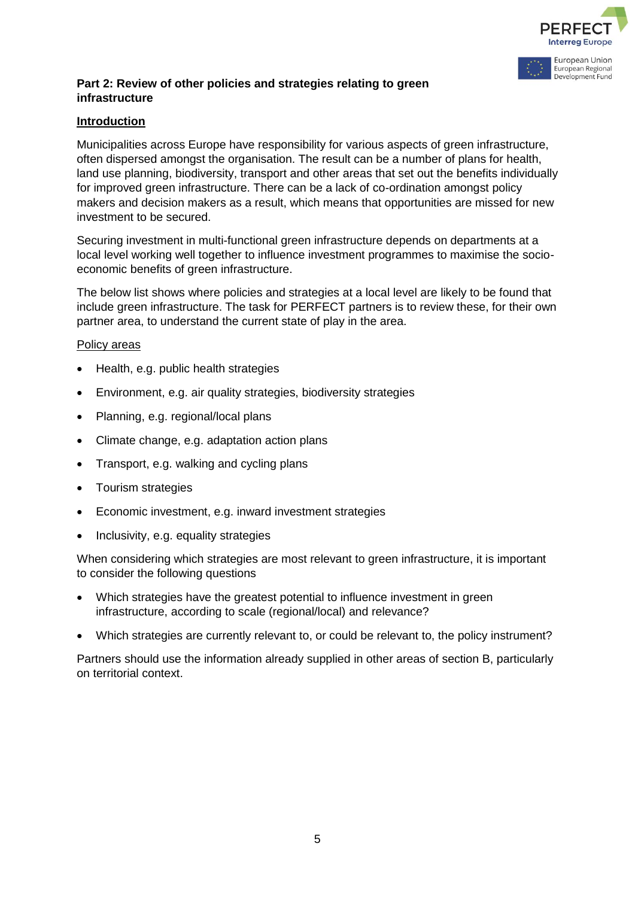**Part 2: Review of other policies and strategies relating to green infrastructure**

**<u>Introduction</u>**

Municipalities across Europe have responsibility for various aspects of green infrastructure, often dispersed amongst the organisation. The result can be a number of plans for health, land use planning, biodiversity, transport and other areas that set out the benefits individually for improved green infrastructure. There can be a lack of co-ordination amongst policy makers and decision makers as a result, which means that opportunities are missed for new investment to be secured.

Securing investment in multi-functional green infrastructure depends on departments at a local level working well together to influence investment programmes to maximise the socio-economic benefits of green infrastructure.

The below list shows where policies and strategies at a local level are likely to be found that include green infrastructure. The task for PERFECT partners is to review these, for their own partner area, to understand the current state of play in the area.

<u>Policy areas</u>

- Health, e.g. public health strategies
- Environment, e.g. air quality strategies, biodiversity strategies
- Planning, e.g. regional/local plans
- Climate change, e.g. adaptation action plans
- Transport, e.g. walking and cycling plans
- Tourism strategies
- Economic investment, e.g. inward investment strategies
- Inclusivity, e.g. equality strategies

When considering which strategies are most relevant to green infrastructure, it is important to consider the following questions

- Which strategies have the greatest potential to influence investment in green infrastructure, according to scale (regional/local) and relevance?
- Which strategies are currently relevant to, or could be relevant to, the policy instrument?

Partners should use the information already supplied in other areas of section B, particularly on territorial context.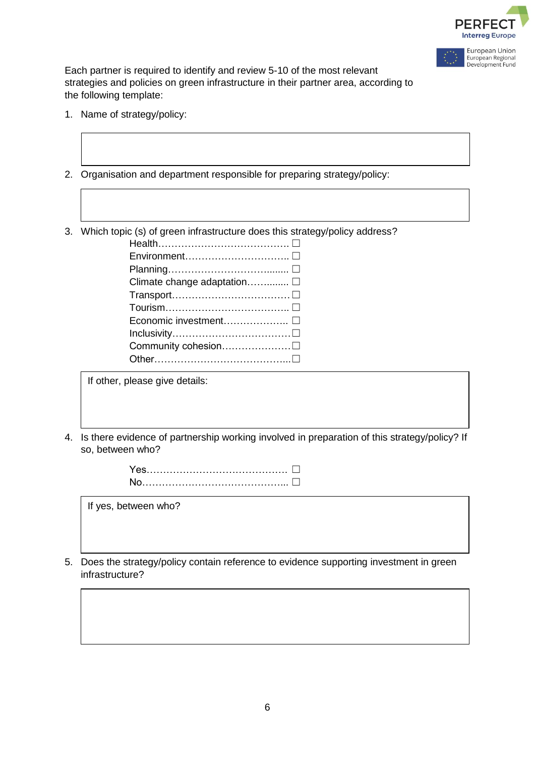Each partner is required to identify and review 5-10 of the most relevant strategies and policies on green infrastructure in their partner area, according to the following template:

1. Name of strategy/policy:

2. Organisation and department responsible for preparing strategy/policy:

3. Which topic (s) of green infrastructure does this strategy/policy address?

   - Health…………………………………. ☐
   - Environment………………………….. ☐
   - Planning…………………………......... ☐
   - Climate change adaptation…….......... ☐
   - Transport……………………………… ☐
   - Tourism……………………………….. ☐
   - Economic investment……………….. ☐
   - Inclusivity……………………………… ☐
   - Community cohesion………………… ☐
   - Other…………………………………... ☐

   If other, please give details:

4. Is there evidence of partnership working involved in preparation of this strategy/policy? If so, between who?

   - Yes……………………………………. ☐
   - No……………………………………... ☐

   If yes, between who?

5. Does the strategy/policy contain reference to evidence supporting investment in green infrastructure?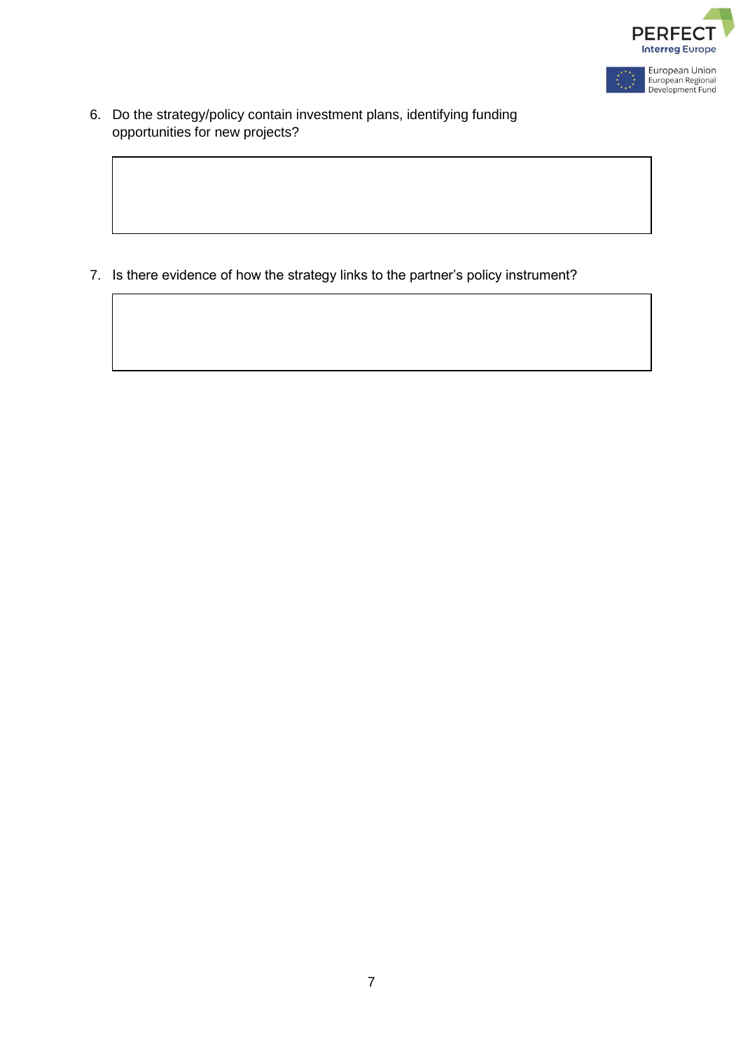6. Do the strategy/policy contain investment plans, identifying funding opportunities for new projects?

|   |
|---|
|   |

7. Is there evidence of how the strategy links to the partner's policy instrument?

|   |
|---|
|   |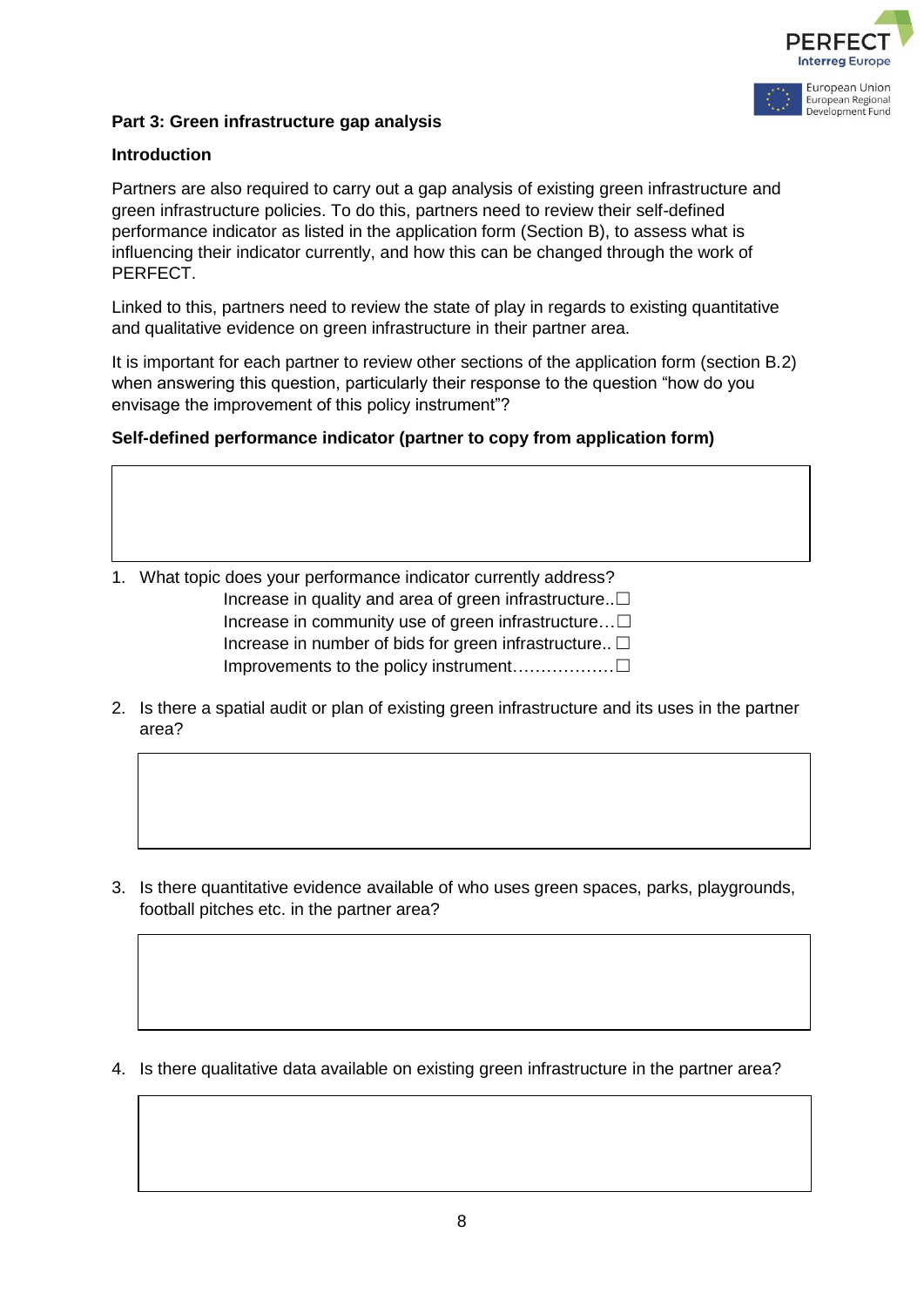**Part 3: Green infrastructure gap analysis**

**Introduction**

Partners are also required to carry out a gap analysis of existing green infrastructure and green infrastructure policies. To do this, partners need to review their self-defined performance indicator as listed in the application form (Section B), to assess what is influencing their indicator currently, and how this can be changed through the work of PERFECT.

Linked to this, partners need to review the state of play in regards to existing quantitative and qualitative evidence on green infrastructure in their partner area.

It is important for each partner to review other sections of the application form (section B.2) when answering this question, particularly their response to the question "how do you envisage the improvement of this policy instrument"?

**Self-defined performance indicator (partner to copy from application form)**

| |
|---|
| |

1. What topic does your performance indicator currently address?
   - Increase in quality and area of green infrastructure..☐
   - Increase in community use of green infrastructure…☐
   - Increase in number of bids for green infrastructure.. ☐
   - Improvements to the policy instrument………………☐

2. Is there a spatial audit or plan of existing green infrastructure and its uses in the partner area?

| |
|---|
| |

3. Is there quantitative evidence available of who uses green spaces, parks, playgrounds, football pitches etc. in the partner area?

| |
|---|
| |

4. Is there qualitative data available on existing green infrastructure in the partner area?

| |
|---|
| |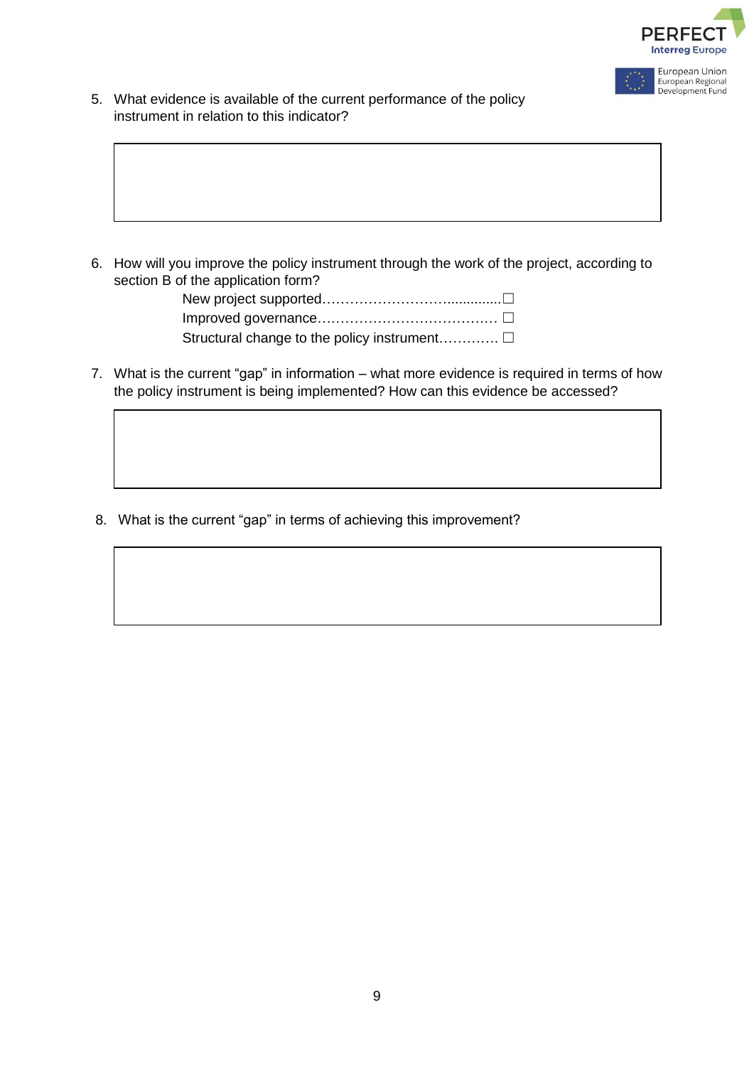5. What evidence is available of the current performance of the policy instrument in relation to this indicator?

| |
|---|
| |

6. How will you improve the policy instrument through the work of the project, according to section B of the application form?

   New project supported……………………….............☐
   Improved governance………………………………… ☐
   Structural change to the policy instrument………… ☐

7. What is the current "gap" in information – what more evidence is required in terms of how the policy instrument is being implemented? How can this evidence be accessed?

| |
|---|
| |

8. What is the current "gap" in terms of achieving this improvement?

| |
|---|
| |